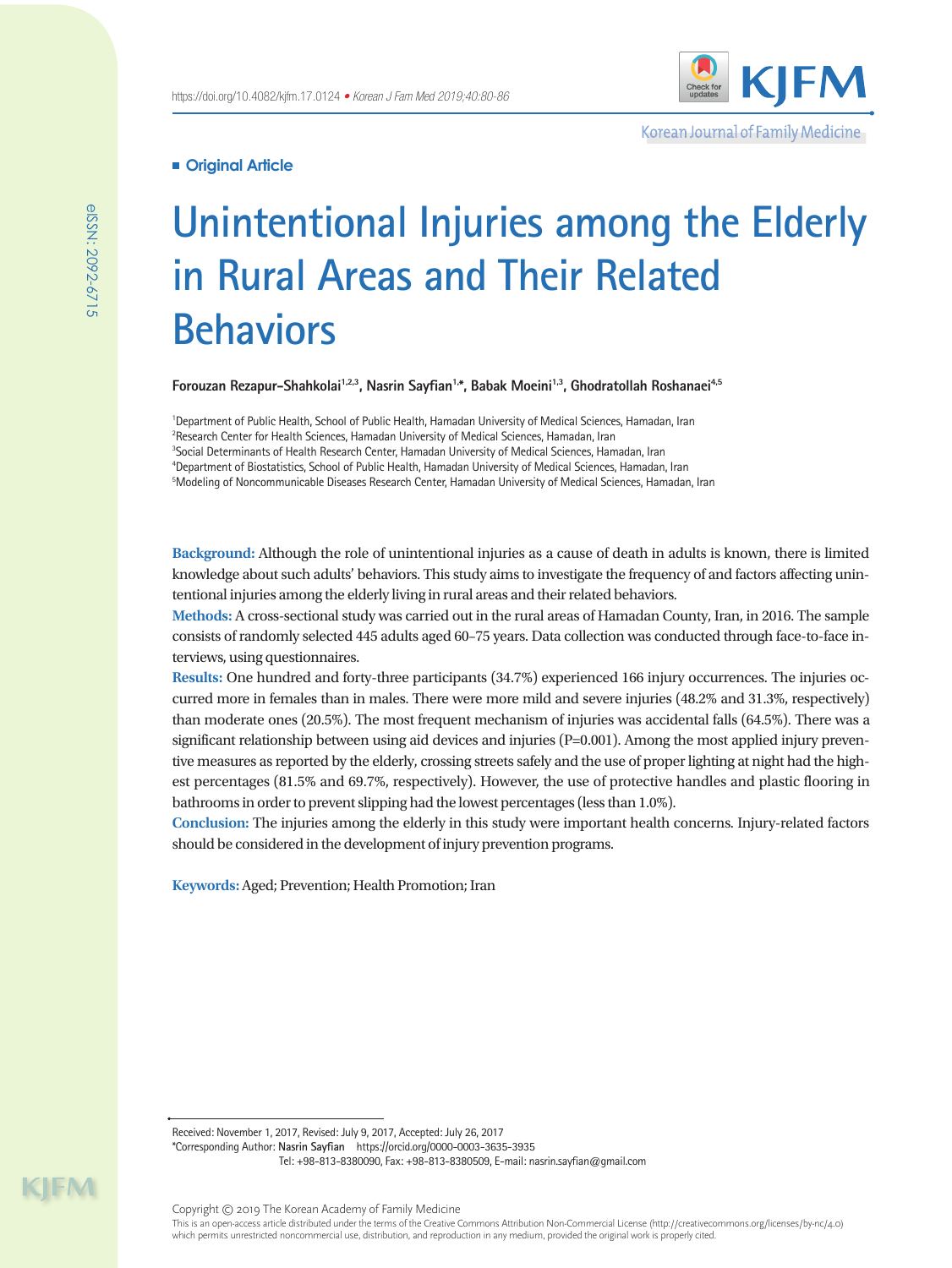**Original Article**

# Unintentional Injuries among the Elderly in Rural Areas and Their Related Behaviors

**Forouzan Rezapur-Shahkolai[1,2,3], Nasrin Sayfian[1,*], Babak Moeini[1,3], Ghodratollah Roshanaei[4,5]**

[1]Department of Public Health, School of Public Health, Hamadan University of Medical Sciences, Hamadan, Iran
[2]Research Center for Health Sciences, Hamadan University of Medical Sciences, Hamadan, Iran
[3]Social Determinants of Health Research Center, Hamadan University of Medical Sciences, Hamadan, Iran
[4]Department of Biostatistics, School of Public Health, Hamadan University of Medical Sciences, Hamadan, Iran
[5]Modeling of Noncommunicable Diseases Research Center, Hamadan University of Medical Sciences, Hamadan, Iran

**Background:** Although the role of unintentional injuries as a cause of death in adults is known, there is limited knowledge about such adults' behaviors. This study aims to investigate the frequency of and factors affecting unintentional injuries among the elderly living in rural areas and their related behaviors.

**Methods:** A cross-sectional study was carried out in the rural areas of Hamadan County, Iran, in 2016. The sample consists of randomly selected 445 adults aged 60–75 years. Data collection was conducted through face-to-face interviews, using questionnaires.

**Results:** One hundred and forty-three participants (34.7%) experienced 166 injury occurrences. The injuries occurred more in females than in males. There were more mild and severe injuries (48.2% and 31.3%, respectively) than moderate ones (20.5%). The most frequent mechanism of injuries was accidental falls (64.5%). There was a significant relationship between using aid devices and injuries (P=0.001). Among the most applied injury preventive measures as reported by the elderly, crossing streets safely and the use of proper lighting at night had the highest percentages (81.5% and 69.7%, respectively). However, the use of protective handles and plastic flooring in bathrooms in order to prevent slipping had the lowest percentages (less than 1.0%).

**Conclusion:** The injuries among the elderly in this study were important health concerns. Injury-related factors should be considered in the development of injury prevention programs.

**Keywords:** Aged; Prevention; Health Promotion; Iran

Received: November 1, 2017, Revised: July 9, 2017, Accepted: July 26, 2017
*Corresponding Author: Nasrin Sayfian https://orcid.org/0000-0003-3635-3935
Tel: +98-813-8380090, Fax: +98-813-8380509, E-mail: nasrin.sayfian@gmail.com

Copyright © 2019 The Korean Academy of Family Medicine
This is an open-access article distributed under the terms of the Creative Commons Attribution Non-Commercial License (http://creativecommons.org/licenses/by-nc/4.0) which permits unrestricted noncommercial use, distribution, and reproduction in any medium, provided the original work is properly cited.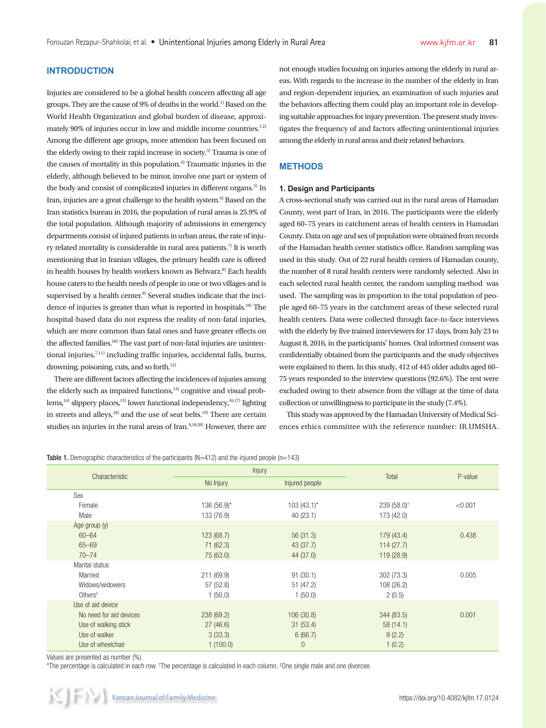## INTRODUCTION

Injuries are considered to be a global health concern affecting all age groups. They are the cause of 9% of deaths in the world.[1] Based on the World Health Organization and global burden of disease, approximately 90% of injuries occur in low and middle income countries.[1,2] Among the different age groups, more attention has been focused on the elderly owing to their rapid increase in society.[3] Trauma is one of the causes of mortality in this population.[4] Traumatic injuries in the elderly, although believed to be minor, involve one part or system of the body and consist of complicated injuries in different organs.[5] In Iran, injuries are a great challenge to the health system.[6] Based on the Iran statistics bureau in 2016, the population of rural areas is 25.9% of the total population. Although majority of admissions in emergency departments consist of injured patients in urban areas, the rate of injury related mortality is considerable in rural area patients.[7] It is worth mentioning that in Iranian villages, the primary health care is offered in health houses by health workers known as Behvarz.[8] Each health house caters to the health needs of people in one or two villages and is supervised by a health center.[9] Several studies indicate that the incidence of injuries is greater than what is reported in hospitals.[10] The hospital-based data do not express the reality of non-fatal injuries, which are more common than fatal ones and have greater effects on the affected families.[10] The vast part of non-fatal injuries are unintentional injuries,[7,11] including traffic injuries, accidental falls, burns, drowning, poisoning, cuts, and so forth.[12]

There are different factors affecting the incidences of injuries among the elderly such as impaired functions,[13] cognitive and visual problems,[14] slippery places,[15] lower functional independency,[16,17] lighting in streets and alleys,[18] and the use of seat belts.[19] There are certain studies on injuries in the rural areas of Iran.[9,18,20] However, there are not enough studies focusing on injuries among the elderly in rural areas. With regards to the increase in the number of the elderly in Iran and region-dependent injuries, an examination of such injuries and the behaviors affecting them could play an important role in developing suitable approaches for injury prevention. The present study investigates the frequency of and factors affecting unintentional injuries among the elderly in rural areas and their related behaviors.

## METHODS

### 1. Design and Participants

A cross-sectional study was carried out in the rural areas of Hamadan County, west part of Iran, in 2016. The participants were the elderly aged 60–75 years in catchment areas of health centers in Hamadan County. Data on age and sex of population were obtained from records of the Hamadan health center statistics office. Random sampling was used in this study. Out of 22 rural health centers of Hamadan county, the number of 8 rural health centers were randomly selected. Also in each selected rural health center, the random sampling method was used. The sampling was in proportion to the total population of people aged 60–75 years in the catchment areas of these selected rural health centers. Data were collected through face-to-face interviews with the elderly by five trained interviewers for 17 days, from July 23 to August 8, 2016, in the participants' homes. Oral informed consent was confidentially obtained from the participants and the study objectives were explained to them. In this study, 412 of 445 older adults aged 60–75 years responded to the interview questions (92.6%). The rest were excluded owing to their absence from the village at the time of data collection or unwillingness to participate in the study (7.4%).

This study was approved by the Hamadan University of Medical Sciences ethics committee with the reference number: IR.UMSHA.

**Table 1.** Demographic characteristics of the participants (N=412) and the injured people (n=143)

| Characteristic | Injury | | Total | P-value |
|---|---|---|---|---|
| | No Injury | Injured people | | |
| Sex | | | | |
| Female | 136 (56.9)* | 103 (43.1)* | 239 (58.0)† | <0.001 |
| Male | 133 (76.9) | 40 (23.1) | 173 (42.0) | |
| Age group (y) | | | | |
| 60–64 | 123 (68.7) | 56 (31.3) | 179 (43.4) | 0.438 |
| 65–69 | 71 (62.3) | 43 (37.7) | 114 (27.7) | |
| 70–74 | 75 (63.0) | 44 (37.0) | 119 (28.9) | |
| Marital status | | | | |
| Married | 211 (69.9) | 91 (30.1) | 302 (73.3) | 0.005 |
| Widows/widowers | 57 (52.8) | 51 (47.2) | 108 (26.2) | |
| Others‡ | 1 (50.0) | 1 (50.0) | 2 (0.5) | |
| Use of aid device | | | | |
| No need for aid devices | 238 (69.2) | 106 (30.8) | 344 (83.5) | 0.001 |
| Use of walking stick | 27 (46.6) | 31 (53.4) | 58 (14.1) | |
| Use of walker | 3 (33.3) | 6 (66.7) | 9 (2.2) | |
| Use of wheelchair | 1 (100.0) | 0 | 1 (0.2) | |

Values are presented as number (%).
*The percentage is calculated in each row. †The percentage is calculated in each column. ‡One single male and one divorcee.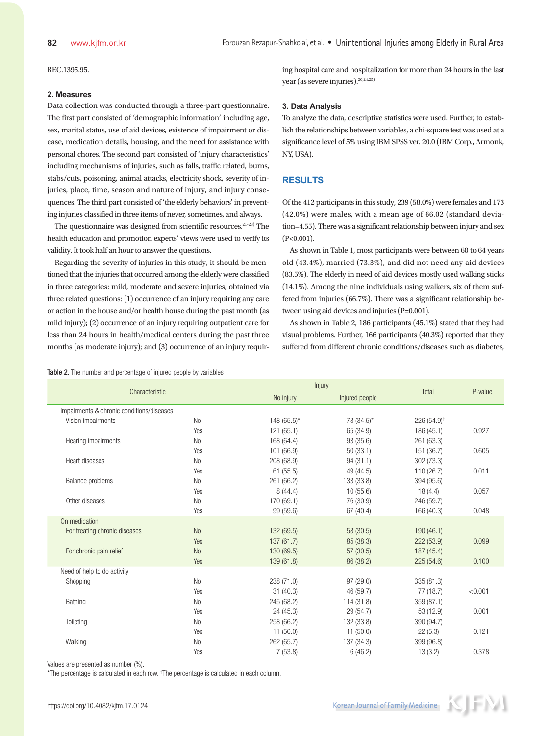REC.1395.95.

### 2. Measures

Data collection was conducted through a three-part questionnaire. The first part consisted of 'demographic information' including age, sex, marital status, use of aid devices, existence of impairment or disease, medication details, housing, and the need for assistance with personal chores. The second part consisted of 'injury characteristics' including mechanisms of injuries, such as falls, traffic related, burns, stabs/cuts, poisoning, animal attacks, electricity shock, severity of injuries, place, time, season and nature of injury, and injury consequences. The third part consisted of 'the elderly behaviors' in preventing injuries classified in three items of never, sometimes, and always.

The questionnaire was designed from scientific resources.[21-23] The health education and promotion experts' views were used to verify its validity. It took half an hour to answer the questions.

Regarding the severity of injuries in this study, it should be mentioned that the injuries that occurred among the elderly were classified in three categories: mild, moderate and severe injuries, obtained via three related questions: (1) occurrence of an injury requiring any care or action in the house and/or health house during the past month (as mild injury); (2) occurrence of an injury requiring outpatient care for less than 24 hours in health/medical centers during the past three months (as moderate injury); and (3) occurrence of an injury requiring hospital care and hospitalization for more than 24 hours in the last year (as severe injuries).[20,24,25]

### 3. Data Analysis

To analyze the data, descriptive statistics were used. Further, to establish the relationships between variables, a chi-square test was used at a significance level of 5% using IBM SPSS ver. 20.0 (IBM Corp., Armonk, NY, USA).

## RESULTS

Of the 412 participants in this study, 239 (58.0%) were females and 173 (42.0%) were males, with a mean age of 66.02 (standard deviation=4.55). There was a significant relationship between injury and sex (P<0.001).

As shown in Table 1, most participants were between 60 to 64 years old (43.4%), married (73.3%), and did not need any aid devices (83.5%). The elderly in need of aid devices mostly used walking sticks (14.1%). Among the nine individuals using walkers, six of them suffered from injuries (66.7%). There was a significant relationship between using aid devices and injuries (P=0.001).

As shown in Table 2, 186 participants (45.1%) stated that they had visual problems. Further, 166 participants (40.3%) reported that they suffered from different chronic conditions/diseases such as diabetes,

**Table 2.** The number and percentage of injured people by variables

| Characteristic | | Injury | | Total | P-value |
|---|---|---|---|---|---|
| | | No injury | Injured people | | |
| Impairments & chronic conditions/diseases | | | | | |
| Vision impairments | No | 148 (65.5)* | 78 (34.5)* | 226 (54.9)† | |
| | Yes | 121 (65.1) | 65 (34.9) | 186 (45.1) | 0.927 |
| Hearing impairments | No | 168 (64.4) | 93 (35.6) | 261 (63.3) | |
| | Yes | 101 (66.9) | 50 (33.1) | 151 (36.7) | 0.605 |
| Heart diseases | No | 208 (68.9) | 94 (31.1) | 302 (73.3) | |
| | Yes | 61 (55.5) | 49 (44.5) | 110 (26.7) | 0.011 |
| Balance problems | No | 261 (66.2) | 133 (33.8) | 394 (95.6) | |
| | Yes | 8 (44.4) | 10 (55.6) | 18 (4.4) | 0.057 |
| Other diseases | No | 170 (69.1) | 76 (30.9) | 246 (59.7) | |
| | Yes | 99 (59.6) | 67 (40.4) | 166 (40.3) | 0.048 |
| On medication | | | | | |
| For treating chronic diseases | No | 132 (69.5) | 58 (30.5) | 190 (46.1) | |
| | Yes | 137 (61.7) | 85 (38.3) | 222 (53.9) | 0.099 |
| For chronic pain relief | No | 130 (69.5) | 57 (30.5) | 187 (45.4) | |
| | Yes | 139 (61.8) | 86 (38.2) | 225 (54.6) | 0.100 |
| Need of help to do activity | | | | | |
| Shopping | No | 238 (71.0) | 97 (29.0) | 335 (81.3) | |
| | Yes | 31 (40.3) | 46 (59.7) | 77 (18.7) | <0.001 |
| Bathing | No | 245 (68.2) | 114 (31.8) | 359 (87.1) | |
| | Yes | 24 (45.3) | 29 (54.7) | 53 (12.9) | 0.001 |
| Toileting | No | 258 (66.2) | 132 (33.8) | 390 (94.7) | |
| | Yes | 11 (50.0) | 11 (50.0) | 22 (5.3) | 0.121 |
| Walking | No | 262 (65.7) | 137 (34.3) | 399 (96.8) | |
| | Yes | 7 (53.8) | 6 (46.2) | 13 (3.2) | 0.378 |

Values are presented as number (%).
*The percentage is calculated in each row. †The percentage is calculated in each column.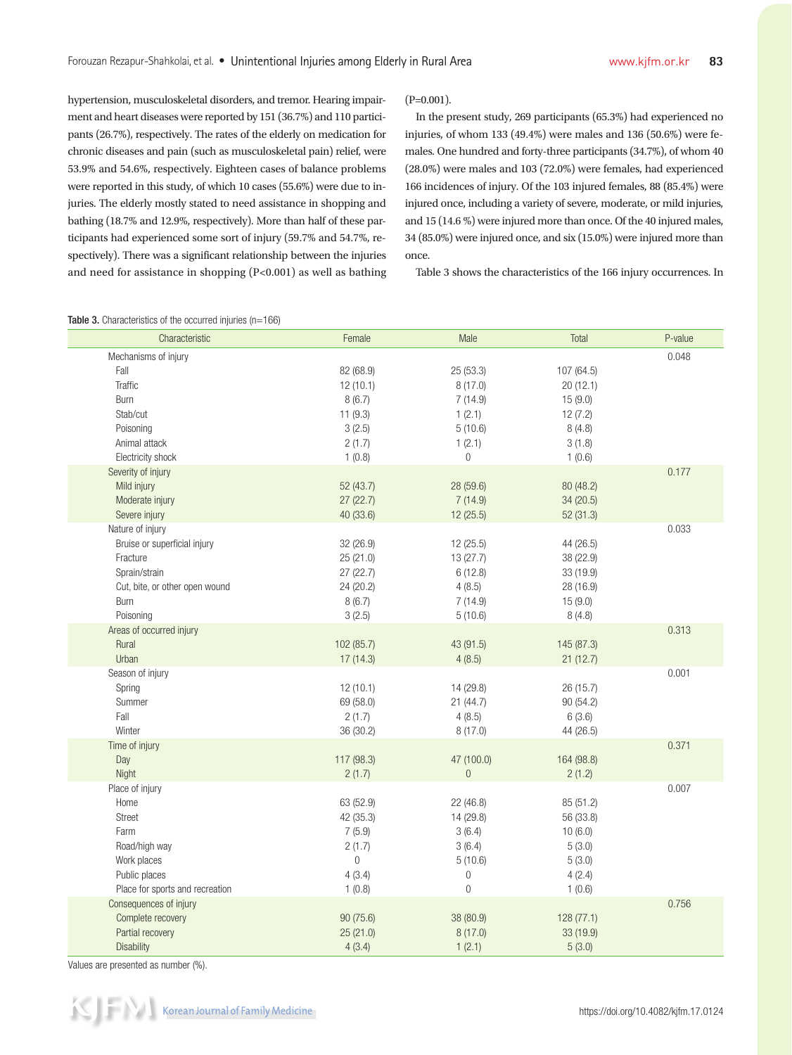hypertension, musculoskeletal disorders, and tremor. Hearing impairment and heart diseases were reported by 151 (36.7%) and 110 participants (26.7%), respectively. The rates of the elderly on medication for chronic diseases and pain (such as musculoskeletal pain) relief, were 53.9% and 54.6%, respectively. Eighteen cases of balance problems were reported in this study, of which 10 cases (55.6%) were due to injuries. The elderly mostly stated to need assistance in shopping and bathing (18.7% and 12.9%, respectively). More than half of these participants had experienced some sort of injury (59.7% and 54.7%, respectively). There was a significant relationship between the injuries and need for assistance in shopping (P<0.001) as well as bathing (P=0.001).

In the present study, 269 participants (65.3%) had experienced no injuries, of whom 133 (49.4%) were males and 136 (50.6%) were females. One hundred and forty-three participants (34.7%), of whom 40 (28.0%) were males and 103 (72.0%) were females, had experienced 166 incidences of injury. Of the 103 injured females, 88 (85.4%) were injured once, including a variety of severe, moderate, or mild injuries, and 15 (14.6 %) were injured more than once. Of the 40 injured males, 34 (85.0%) were injured once, and six (15.0%) were injured more than once.

Table 3 shows the characteristics of the 166 injury occurrences. In

**Table 3.** Characteristics of the occurred injuries (n=166)

| Characteristic | Female | Male | Total | P-value |
|---|---|---|---|---|
| Mechanisms of injury | | | | 0.048 |
| Fall | 82 (68.9) | 25 (53.3) | 107 (64.5) | |
| Traffic | 12 (10.1) | 8 (17.0) | 20 (12.1) | |
| Burn | 8 (6.7) | 7 (14.9) | 15 (9.0) | |
| Stab/cut | 11 (9.3) | 1 (2.1) | 12 (7.2) | |
| Poisoning | 3 (2.5) | 5 (10.6) | 8 (4.8) | |
| Animal attack | 2 (1.7) | 1 (2.1) | 3 (1.8) | |
| Electricity shock | 1 (0.8) | 0 | 1 (0.6) | |
| Severity of injury | | | | 0.177 |
| Mild injury | 52 (43.7) | 28 (59.6) | 80 (48.2) | |
| Moderate injury | 27 (22.7) | 7 (14.9) | 34 (20.5) | |
| Severe injury | 40 (33.6) | 12 (25.5) | 52 (31.3) | |
| Nature of injury | | | | 0.033 |
| Bruise or superficial injury | 32 (26.9) | 12 (25.5) | 44 (26.5) | |
| Fracture | 25 (21.0) | 13 (27.7) | 38 (22.9) | |
| Sprain/strain | 27 (22.7) | 6 (12.8) | 33 (19.9) | |
| Cut, bite, or other open wound | 24 (20.2) | 4 (8.5) | 28 (16.9) | |
| Burn | 8 (6.7) | 7 (14.9) | 15 (9.0) | |
| Poisoning | 3 (2.5) | 5 (10.6) | 8 (4.8) | |
| Areas of occurred injury | | | | 0.313 |
| Rural | 102 (85.7) | 43 (91.5) | 145 (87.3) | |
| Urban | 17 (14.3) | 4 (8.5) | 21 (12.7) | |
| Season of injury | | | | 0.001 |
| Spring | 12 (10.1) | 14 (29.8) | 26 (15.7) | |
| Summer | 69 (58.0) | 21 (44.7) | 90 (54.2) | |
| Fall | 2 (1.7) | 4 (8.5) | 6 (3.6) | |
| Winter | 36 (30.2) | 8 (17.0) | 44 (26.5) | |
| Time of injury | | | | 0.371 |
| Day | 117 (98.3) | 47 (100.0) | 164 (98.8) | |
| Night | 2 (1.7) | 0 | 2 (1.2) | |
| Place of injury | | | | 0.007 |
| Home | 63 (52.9) | 22 (46.8) | 85 (51.2) | |
| Street | 42 (35.3) | 14 (29.8) | 56 (33.8) | |
| Farm | 7 (5.9) | 3 (6.4) | 10 (6.0) | |
| Road/high way | 2 (1.7) | 3 (6.4) | 5 (3.0) | |
| Work places | 0 | 5 (10.6) | 5 (3.0) | |
| Public places | 4 (3.4) | 0 | 4 (2.4) | |
| Place for sports and recreation | 1 (0.8) | 0 | 1 (0.6) | |
| Consequences of injury | | | | 0.756 |
| Complete recovery | 90 (75.6) | 38 (80.9) | 128 (77.1) | |
| Partial recovery | 25 (21.0) | 8 (17.0) | 33 (19.9) | |
| Disability | 4 (3.4) | 1 (2.1) | 5 (3.0) | |

Values are presented as number (%).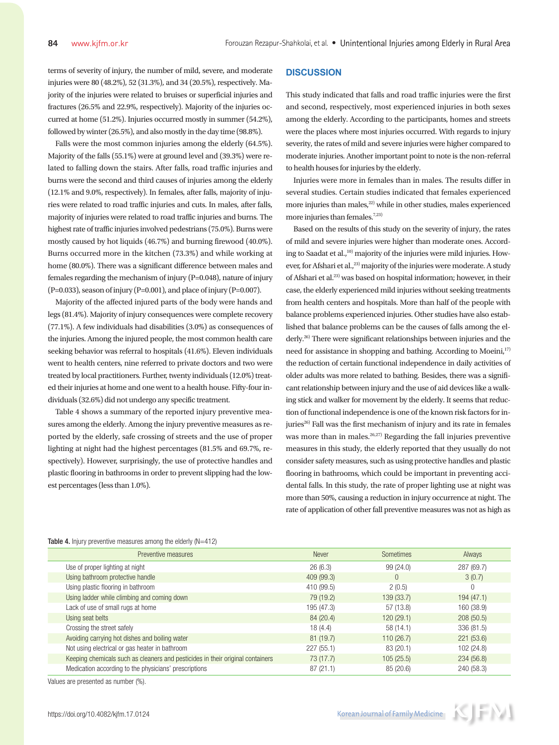terms of severity of injury, the number of mild, severe, and moderate injuries were 80 (48.2%), 52 (31.3%), and 34 (20.5%), respectively. Majority of the injuries were related to bruises or superficial injuries and fractures (26.5% and 22.9%, respectively). Majority of the injuries occurred at home (51.2%). Injuries occurred mostly in summer (54.2%), followed by winter (26.5%), and also mostly in the day time (98.8%).

Falls were the most common injuries among the elderly (64.5%). Majority of the falls (55.1%) were at ground level and (39.3%) were related to falling down the stairs. After falls, road traffic injuries and burns were the second and third causes of injuries among the elderly (12.1% and 9.0%, respectively). In females, after falls, majority of injuries were related to road traffic injuries and cuts. In males, after falls, majority of injuries were related to road traffic injuries and burns. The highest rate of traffic injuries involved pedestrians (75.0%). Burns were mostly caused by hot liquids (46.7%) and burning firewood (40.0%). Burns occurred more in the kitchen (73.3%) and while working at home (80.0%). There was a significant difference between males and females regarding the mechanism of injury (P=0.048), nature of injury (P=0.033), season of injury (P=0.001), and place of injury (P=0.007).

Majority of the affected injured parts of the body were hands and legs (81.4%). Majority of injury consequences were complete recovery (77.1%). A few individuals had disabilities (3.0%) as consequences of the injuries. Among the injured people, the most common health care seeking behavior was referral to hospitals (41.6%). Eleven individuals went to health centers, nine referred to private doctors and two were treated by local practitioners. Further, twenty individuals (12.0%) treated their injuries at home and one went to a health house. Fifty-four individuals (32.6%) did not undergo any specific treatment.

Table 4 shows a summary of the reported injury preventive measures among the elderly. Among the injury preventive measures as reported by the elderly, safe crossing of streets and the use of proper lighting at night had the highest percentages (81.5% and 69.7%, respectively). However, surprisingly, the use of protective handles and plastic flooring in bathrooms in order to prevent slipping had the lowest percentages (less than 1.0%).

## DISCUSSION

This study indicated that falls and road traffic injuries were the first and second, respectively, most experienced injuries in both sexes among the elderly. According to the participants, homes and streets were the places where most injuries occurred. With regards to injury severity, the rates of mild and severe injuries were higher compared to moderate injuries. Another important point to note is the non-referral to health houses for injuries by the elderly.

Injuries were more in females than in males. The results differ in several studies. Certain studies indicated that females experienced more injuries than males,[22] while in other studies, males experienced more injuries than females.[7,23]

Based on the results of this study on the severity of injury, the rates of mild and severe injuries were higher than moderate ones. According to Saadat et al.,[10] majority of the injuries were mild injuries. However, for Afshari et al.,[23] majority of the injuries were moderate. A study of Afshari et al.[23] was based on hospital information; however, in their case, the elderly experienced mild injuries without seeking treatments from health centers and hospitals. More than half of the people with balance problems experienced injuries. Other studies have also established that balance problems can be the causes of falls among the elderly.[26] There were significant relationships between injuries and the need for assistance in shopping and bathing. According to Moeini,[17] the reduction of certain functional independence in daily activities of older adults was more related to bathing. Besides, there was a significant relationship between injury and the use of aid devices like a walking stick and walker for movement by the elderly. It seems that reduction of functional independence is one of the known risk factors for injuries[26] Fall was the first mechanism of injury and its rate in females was more than in males.[26,27] Regarding the fall injuries preventive measures in this study, the elderly reported that they usually do not consider safety measures, such as using protective handles and plastic flooring in bathrooms, which could be important in preventing accidental falls. In this study, the rate of proper lighting use at night was more than 50%, causing a reduction in injury occurrence at night. The rate of application of other fall preventive measures was not as high as

**Table 4.** Injury preventive measures among the elderly (N=412)

| Preventive measures | Never | Sometimes | Always |
|---|---|---|---|
| Use of proper lighting at night | 26 (6.3) | 99 (24.0) | 287 (69.7) |
| Using bathroom protective handle | 409 (99.3) | 0 | 3 (0.7) |
| Using plastic flooring in bathroom | 410 (99.5) | 2 (0.5) | 0 |
| Using ladder while climbing and coming down | 79 (19.2) | 139 (33.7) | 194 (47.1) |
| Lack of use of small rugs at home | 195 (47.3) | 57 (13.8) | 160 (38.9) |
| Using seat belts | 84 (20.4) | 120 (29.1) | 208 (50.5) |
| Crossing the street safely | 18 (4.4) | 58 (14.1) | 336 (81.5) |
| Avoiding carrying hot dishes and boiling water | 81 (19.7) | 110 (26.7) | 221 (53.6) |
| Not using electrical or gas heater in bathroom | 227 (55.1) | 83 (20.1) | 102 (24.8) |
| Keeping chemicals such as cleaners and pesticides in their original containers | 73 (17.7) | 105 (25.5) | 234 (56.8) |
| Medication according to the physicians' prescriptions | 87 (21.1) | 85 (20.6) | 240 (58.3) |

Values are presented as number (%).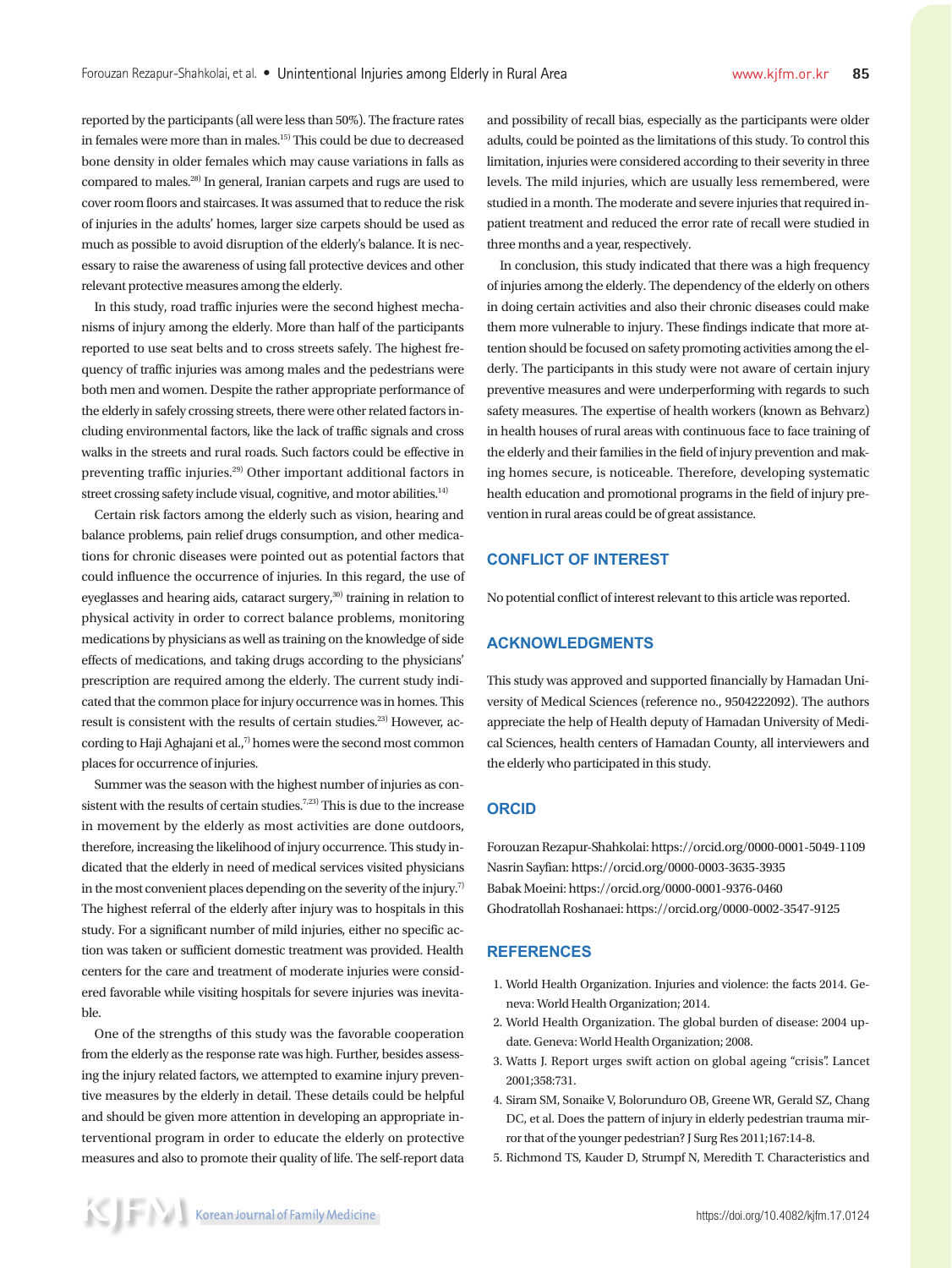reported by the participants (all were less than 50%). The fracture rates in females were more than in males.[15] This could be due to decreased bone density in older females which may cause variations in falls as compared to males.[28] In general, Iranian carpets and rugs are used to cover room floors and staircases. It was assumed that to reduce the risk of injuries in the adults' homes, larger size carpets should be used as much as possible to avoid disruption of the elderly's balance. It is necessary to raise the awareness of using fall protective devices and other relevant protective measures among the elderly.

In this study, road traffic injuries were the second highest mechanisms of injury among the elderly. More than half of the participants reported to use seat belts and to cross streets safely. The highest frequency of traffic injuries was among males and the pedestrians were both men and women. Despite the rather appropriate performance of the elderly in safely crossing streets, there were other related factors including environmental factors, like the lack of traffic signals and cross walks in the streets and rural roads. Such factors could be effective in preventing traffic injuries.[29] Other important additional factors in street crossing safety include visual, cognitive, and motor abilities.[14]

Certain risk factors among the elderly such as vision, hearing and balance problems, pain relief drugs consumption, and other medications for chronic diseases were pointed out as potential factors that could influence the occurrence of injuries. In this regard, the use of eyeglasses and hearing aids, cataract surgery,[30] training in relation to physical activity in order to correct balance problems, monitoring medications by physicians as well as training on the knowledge of side effects of medications, and taking drugs according to the physicians' prescription are required among the elderly. The current study indicated that the common place for injury occurrence was in homes. This result is consistent with the results of certain studies.[23] However, according to Haji Aghajani et al.,[7] homes were the second most common places for occurrence of injuries.

Summer was the season with the highest number of injuries as consistent with the results of certain studies.[7,23] This is due to the increase in movement by the elderly as most activities are done outdoors, therefore, increasing the likelihood of injury occurrence. This study indicated that the elderly in need of medical services visited physicians in the most convenient places depending on the severity of the injury.[7] The highest referral of the elderly after injury was to hospitals in this study. For a significant number of mild injuries, either no specific action was taken or sufficient domestic treatment was provided. Health centers for the care and treatment of moderate injuries were considered favorable while visiting hospitals for severe injuries was inevitable.

One of the strengths of this study was the favorable cooperation from the elderly as the response rate was high. Further, besides assessing the injury related factors, we attempted to examine injury preventive measures by the elderly in detail. These details could be helpful and should be given more attention in developing an appropriate interventional program in order to educate the elderly on protective measures and also to promote their quality of life. The self-report data and possibility of recall bias, especially as the participants were older adults, could be pointed as the limitations of this study. To control this limitation, injuries were considered according to their severity in three levels. The mild injuries, which are usually less remembered, were studied in a month. The moderate and severe injuries that required inpatient treatment and reduced the error rate of recall were studied in three months and a year, respectively.

In conclusion, this study indicated that there was a high frequency of injuries among the elderly. The dependency of the elderly on others in doing certain activities and also their chronic diseases could make them more vulnerable to injury. These findings indicate that more attention should be focused on safety promoting activities among the elderly. The participants in this study were not aware of certain injury preventive measures and were underperforming with regards to such safety measures. The expertise of health workers (known as Behvarz) in health houses of rural areas with continuous face to face training of the elderly and their families in the field of injury prevention and making homes secure, is noticeable. Therefore, developing systematic health education and promotional programs in the field of injury prevention in rural areas could be of great assistance.

## CONFLICT OF INTEREST

No potential conflict of interest relevant to this article was reported.

## ACKNOWLEDGMENTS

This study was approved and supported financially by Hamadan University of Medical Sciences (reference no., 9504222092). The authors appreciate the help of Health deputy of Hamadan University of Medical Sciences, health centers of Hamadan County, all interviewers and the elderly who participated in this study.

## ORCID

Forouzan Rezapur-Shahkolai: https://orcid.org/0000-0001-5049-1109
Nasrin Sayfian: https://orcid.org/0000-0003-3635-3935
Babak Moeini: https://orcid.org/0000-0001-9376-0460
Ghodratollah Roshanaei: https://orcid.org/0000-0002-3547-9125

## REFERENCES

1. World Health Organization. Injuries and violence: the facts 2014. Geneva: World Health Organization; 2014.
2. World Health Organization. The global burden of disease: 2004 update. Geneva: World Health Organization; 2008.
3. Watts J. Report urges swift action on global ageing "crisis". Lancet 2001;358:731.
4. Siram SM, Sonaike V, Bolorunduro OB, Greene WR, Gerald SZ, Chang DC, et al. Does the pattern of injury in elderly pedestrian trauma mirror that of the younger pedestrian? J Surg Res 2011;167:14-8.
5. Richmond TS, Kauder D, Strumpf N, Meredith T. Characteristics and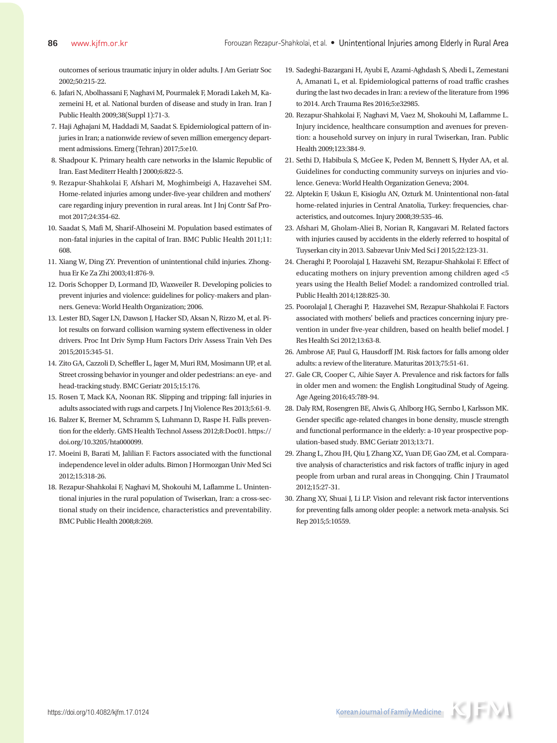outcomes of serious traumatic injury in older adults. J Am Geriatr Soc 2002;50:215-22.

6. Jafari N, Abolhassani F, Naghavi M, Pourmalek F, Moradi Lakeh M, Kazemeini H, et al. National burden of disease and study in Iran. Iran J Public Health 2009;38(Suppl 1):71-3.
7. Haji Aghajani M, Haddadi M, Saadat S. Epidemiological pattern of injuries in Iran; a nationwide review of seven million emergency department admissions. Emerg (Tehran) 2017;5:e10.
8. Shadpour K. Primary health care networks in the Islamic Republic of Iran. East Mediterr Health J 2000;6:822-5.
9. Rezapur-Shahkolai F, Afshari M, Moghimbeigi A, Hazavehei SM. Home-related injuries among under-five-year children and mothers' care regarding injury prevention in rural areas. Int J Inj Contr Saf Promot 2017;24:354-62.
10. Saadat S, Mafi M, Sharif-Alhoseini M. Population based estimates of non-fatal injuries in the capital of Iran. BMC Public Health 2011;11:608.
11. Xiang W, Ding ZY. Prevention of unintentional child injuries. Zhonghua Er Ke Za Zhi 2003;41:876-9.
12. Doris Schopper D, Lormand JD, Waxweiler R. Developing policies to prevent injuries and violence: guidelines for policy-makers and planners. Geneva: World Health Organization; 2006.
13. Lester BD, Sager LN, Dawson J, Hacker SD, Aksan N, Rizzo M, et al. Pilot results on forward collision warning system effectiveness in older drivers. Proc Int Driv Symp Hum Factors Driv Assess Train Veh Des 2015;2015:345-51.
14. Zito GA, Cazzoli D, Scheffler L, Jager M, Muri RM, Mosimann UP, et al. Street crossing behavior in younger and older pedestrians: an eye- and head-tracking study. BMC Geriatr 2015;15:176.
15. Rosen T, Mack KA, Noonan RK. Slipping and tripping: fall injuries in adults associated with rugs and carpets. J Inj Violence Res 2013;5:61-9.
16. Balzer K, Bremer M, Schramm S, Luhmann D, Raspe H. Falls prevention for the elderly. GMS Health Technol Assess 2012;8:Doc01. https://doi.org/10.3205/hta000099.
17. Moeini B, Barati M, Jalilian F. Factors associated with the functional independence level in older adults. Bimon J Hormozgan Univ Med Sci 2012;15:318-26.
18. Rezapur-Shahkolai F, Naghavi M, Shokouhi M, Laflamme L. Unintentional injuries in the rural population of Twiserkan, Iran: a cross-sectional study on their incidence, characteristics and preventability. BMC Public Health 2008;8:269.
19. Sadeghi-Bazargani H, Ayubi E, Azami-Aghdash S, Abedi L, Zemestani A, Amanati L, et al. Epidemiological patterns of road traffic crashes during the last two decades in Iran: a review of the literature from 1996 to 2014. Arch Trauma Res 2016;5:e32985.
20. Rezapur-Shahkolai F, Naghavi M, Vaez M, Shokouhi M, Laflamme L. Injury incidence, healthcare consumption and avenues for prevention: a household survey on injury in rural Twiserkan, Iran. Public Health 2009;123:384-9.
21. Sethi D, Habibula S, McGee K, Peden M, Bennett S, Hyder AA, et al. Guidelines for conducting community surveys on injuries and violence. Geneva: World Health Organization Geneva; 2004.
22. Alptekin F, Uskun E, Kisioglu AN, Ozturk M. Unintentional non-fatal home-related injuries in Central Anatolia, Turkey: frequencies, characteristics, and outcomes. Injury 2008;39:535-46.
23. Afshari M, Gholam-Aliei B, Norian R, Kangavari M. Related factors with injuries caused by accidents in the elderly referred to hospital of Tuyserkan city in 2013. Sabzevar Univ Med Sci J 2015;22:123-31.
24. Cheraghi P, Poorolajal J, Hazavehi SM, Rezapur-Shahkolai F. Effect of educating mothers on injury prevention among children aged <5 years using the Health Belief Model: a randomized controlled trial. Public Health 2014;128:825-30.
25. Poorolajal J, Cheraghi P, Hazavehei SM, Rezapur-Shahkolai F. Factors associated with mothers' beliefs and practices concerning injury prevention in under five-year children, based on health belief model. J Res Health Sci 2012;13:63-8.
26. Ambrose AF, Paul G, Hausdorff JM. Risk factors for falls among older adults: a review of the literature. Maturitas 2013;75:51-61.
27. Gale CR, Cooper C, Aihie Sayer A. Prevalence and risk factors for falls in older men and women: the English Longitudinal Study of Ageing. Age Ageing 2016;45:789-94.
28. Daly RM, Rosengren BE, Alwis G, Ahlborg HG, Sernbo I, Karlsson MK. Gender specific age-related changes in bone density, muscle strength and functional performance in the elderly: a-10 year prospective population-based study. BMC Geriatr 2013;13:71.
29. Zhang L, Zhou JH, Qiu J, Zhang XZ, Yuan DF, Gao ZM, et al. Comparative analysis of characteristics and risk factors of traffic injury in aged people from urban and rural areas in Chongqing. Chin J Traumatol 2012;15:27-31.
30. Zhang XY, Shuai J, Li LP. Vision and relevant risk factor interventions for preventing falls among older people: a network meta-analysis. Sci Rep 2015;5:10559.